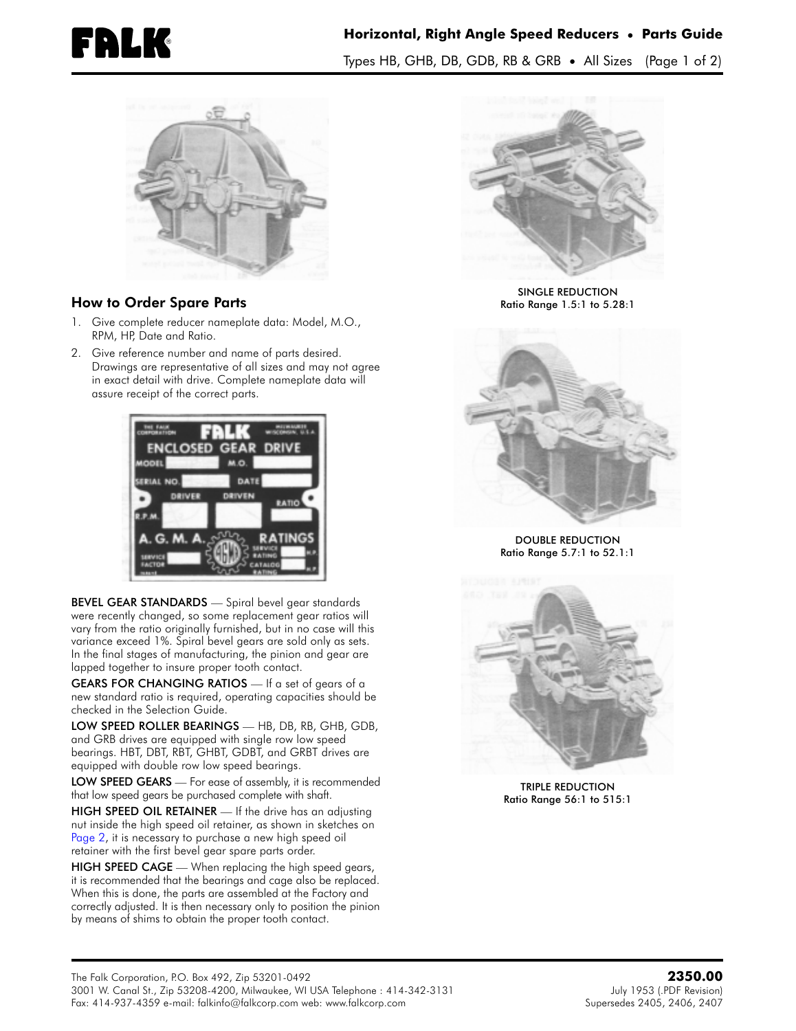# Horizontal, Right Angle Speed Reducers • Parts Guide

Types HB, GHB, DB, GDB, RB & GRB • All Sizes

## How to Order Spare Parts

1. Give complete reducer nameplate data: Model, M.O., RPM, HP, Date and Ratio.
2. Give reference number and name of parts desired. Drawings are representative of all sizes and may not agree in exact detail with drive. Complete nameplate data will assure receipt of the correct parts.

**BEVEL GEAR STANDARDS** — Spiral bevel gear standards were recently changed, so some replacement gear ratios will vary from the ratio originally furnished, but in no case will this variance exceed 1%. Spiral bevel gears are sold only as sets. In the final stages of manufacturing, the pinion and gear are lapped together to insure proper tooth contact.

**GEARS FOR CHANGING RATIOS** — If a set of gears of a new standard ratio is required, operating capacities should be checked in the Selection Guide.

**LOW SPEED ROLLER BEARINGS** — HB, DB, RB, GHB, GDB, and GRB drives are equipped with single row low speed bearings. HBT, DBT, RBT, GHBT, GDBT, and GRBT drives are equipped with double row low speed bearings.

**LOW SPEED GEARS** — For ease of assembly, it is recommended that low speed gears be purchased complete with shaft.

**HIGH SPEED OIL RETAINER** — If the drive has an adjusting nut inside the high speed oil retainer, as shown in sketches on Page 2, it is necessary to purchase a new high speed oil retainer with the first bevel gear spare parts order.

**HIGH SPEED CAGE** — When replacing the high speed gears, it is recommended that the bearings and cage also be replaced. When this is done, the parts are assembled at the Factory and correctly adjusted. It is then necessary only to position the pinion by means of shims to obtain the proper tooth contact.

SINGLE REDUCTION
Ratio Range 1.5:1 to 5.28:1

DOUBLE REDUCTION
Ratio Range 5.7:1 to 52.1:1

TRIPLE REDUCTION
Ratio Range 56:1 to 515:1

The Falk Corporation, P.O. Box 492, Zip 53201-0492
3001 W. Canal St., Zip 53208-4200, Milwaukee, WI USA Telephone : 414-342-3131
Fax: 414-937-4359 e-mail: falkinfo@falkcorp.com web: www.falkcorp.com

**2350.00**
July 1953 (.PDF Revision)
Supersedes 2405, 2406, 2407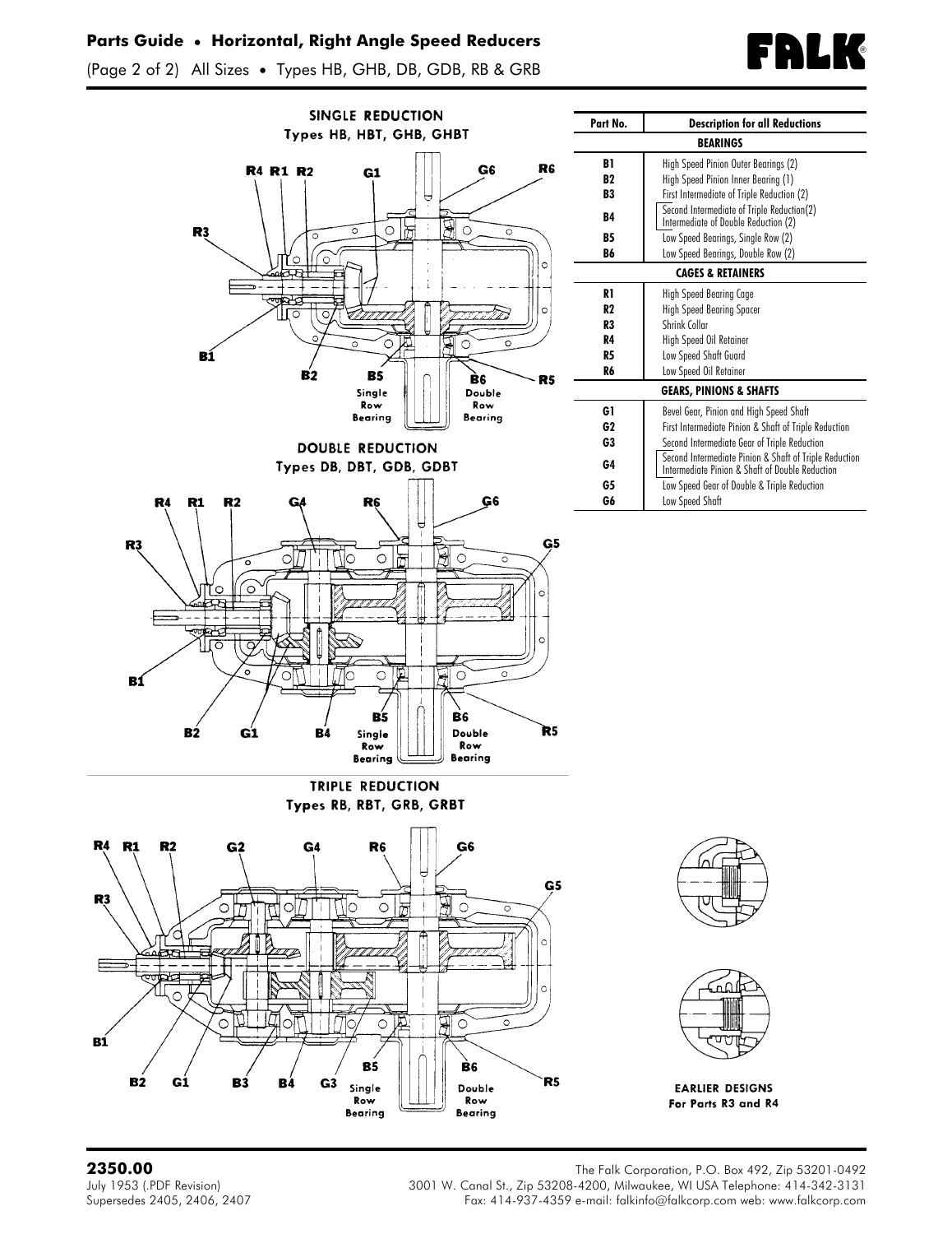# Parts Guide • Horizontal, Right Angle Speed Reducers

(Page 2 of 2) All Sizes • Types HB, GHB, DB, GDB, RB & GRB

## SINGLE REDUCTION
Types HB, HBT, GHB, GHBT

R4 R1 R2 G1 G6 R6
R3
B1
B2 B5 B6 R5
Single Row Bearing
Double Row Bearing

## DOUBLE REDUCTION
Types DB, DBT, GDB, GDBT

R4 R1 R2 G4 R6 G6
R3 G5
B1
B2 G1 B4 B5 B6 R5
Single Row Bearing
Double Row Bearing

## TRIPLE REDUCTION
Types RB, RBT, GRB, GRBT

R4 R1 R2 G2 G4 R6 G6
R3 G5
B1
B2 G1 B3 B4 G3 B5 B6 R5
Single Row Bearing
Double Row Bearing

| Part No. | Description for all Reductions |
|---|---|
| **BEARINGS** | |
| B1 | High Speed Pinion Outer Bearings (2) |
| B2 | High Speed Pinion Inner Bearing (1) |
| B3 | First Intermediate of Triple Reduction (2) |
| B4 | Second Intermediate of Triple Reduction(2) Intermediate of Double Reduction (2) |
| B5 | Low Speed Bearings, Single Row (2) |
| B6 | Low Speed Bearings, Double Row (2) |
| **CAGES & RETAINERS** | |
| R1 | High Speed Bearing Cage |
| R2 | High Speed Bearing Spacer |
| R3 | Shrink Collar |
| R4 | High Speed Oil Retainer |
| R5 | Low Speed Shaft Guard |
| R6 | Low Speed Oil Retainer |
| **GEARS, PINIONS & SHAFTS** | |
| G1 | Bevel Gear, Pinion and High Speed Shaft |
| G2 | First Intermediate Pinion & Shaft of Triple Reduction |
| G3 | Second Intermediate Gear of Triple Reduction |
| G4 | Second Intermediate Pinion & Shaft of Triple Reduction Intermediate Pinion & Shaft of Double Reduction |
| G5 | Low Speed Gear of Double & Triple Reduction |
| G6 | Low Speed Shaft |

EARLIER DESIGNS
For Parts R3 and R4

**2350.00**
July 1953 (.PDF Revision)
Supersedes 2405, 2406, 2407

The Falk Corporation, P.O. Box 492, Zip 53201-0492
3001 W. Canal St., Zip 53208-4200, Milwaukee, WI USA Telephone: 414-342-3131
Fax: 414-937-4359 e-mail: falkinfo@falkcorp.com web: www.falkcorp.com